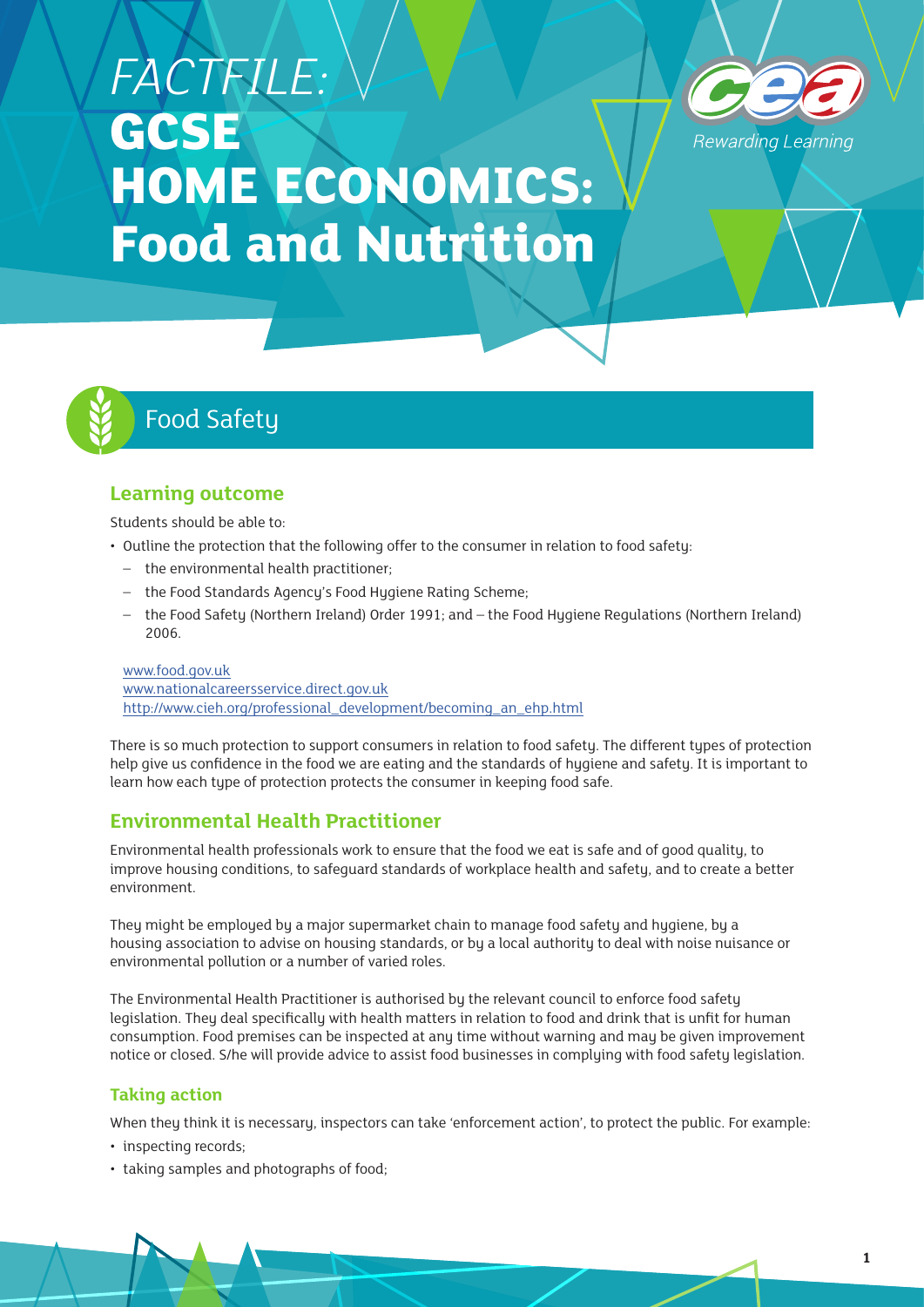# *FACTFILE:* GCSE HOME ECONOMICS: Food and Nutrition

## Food Safety

### Learning outcome

Students should be able to:

- Outline the protection that the following offer to the consumer in relation to food safety:
  - the environmental health practitioner;
  - the Food Standards Agency's Food Hygiene Rating Scheme;
  - the Food Safety (Northern Ireland) Order 1991; and – the Food Hygiene Regulations (Northern Ireland) 2006.

www.food.gov.uk
www.nationalcareersservice.direct.gov.uk
http://www.cieh.org/professional_development/becoming_an_ehp.html

There is so much protection to support consumers in relation to food safety. The different types of protection help give us confidence in the food we are eating and the standards of hygiene and safety. It is important to learn how each type of protection protects the consumer in keeping food safe.

### Environmental Health Practitioner

Environmental health professionals work to ensure that the food we eat is safe and of good quality, to improve housing conditions, to safeguard standards of workplace health and safety, and to create a better environment.

They might be employed by a major supermarket chain to manage food safety and hygiene, by a housing association to advise on housing standards, or by a local authority to deal with noise nuisance or environmental pollution or a number of varied roles.

The Environmental Health Practitioner is authorised by the relevant council to enforce food safety legislation. They deal specifically with health matters in relation to food and drink that is unfit for human consumption. Food premises can be inspected at any time without warning and may be given improvement notice or closed. S/he will provide advice to assist food businesses in complying with food safety legislation.

#### Taking action

When they think it is necessary, inspectors can take 'enforcement action', to protect the public. For example:

- inspecting records;
- taking samples and photographs of food;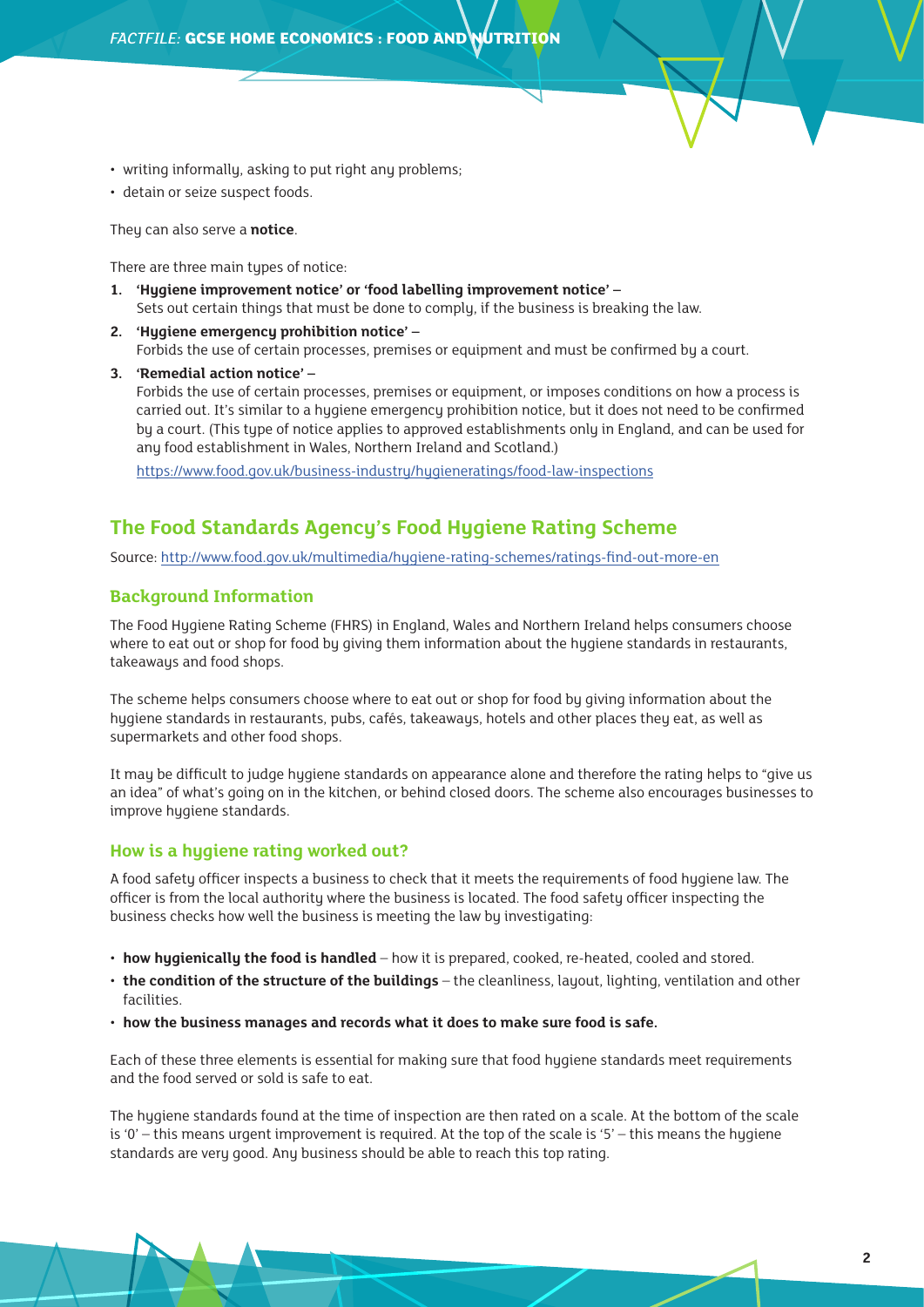- writing informally, asking to put right any problems;
- detain or seize suspect foods.

They can also serve a **notice**.

There are three main types of notice:

1. **'Hygiene improvement notice' or 'food labelling improvement notice'** –
   Sets out certain things that must be done to comply, if the business is breaking the law.
2. **'Hygiene emergency prohibition notice'** –
   Forbids the use of certain processes, premises or equipment and must be confirmed by a court.
3. **'Remedial action notice'** –
   Forbids the use of certain processes, premises or equipment, or imposes conditions on how a process is carried out. It's similar to a hygiene emergency prohibition notice, but it does not need to be confirmed by a court. (This type of notice applies to approved establishments only in England, and can be used for any food establishment in Wales, Northern Ireland and Scotland.)

   https://www.food.gov.uk/business-industry/hygieneratings/food-law-inspections

## The Food Standards Agency's Food Hygiene Rating Scheme

Source: http://www.food.gov.uk/multimedia/hygiene-rating-schemes/ratings-find-out-more-en

### Background Information

The Food Hygiene Rating Scheme (FHRS) in England, Wales and Northern Ireland helps consumers choose where to eat out or shop for food by giving them information about the hygiene standards in restaurants, takeaways and food shops.

The scheme helps consumers choose where to eat out or shop for food by giving information about the hygiene standards in restaurants, pubs, cafés, takeaways, hotels and other places they eat, as well as supermarkets and other food shops.

It may be difficult to judge hygiene standards on appearance alone and therefore the rating helps to "give us an idea" of what's going on in the kitchen, or behind closed doors. The scheme also encourages businesses to improve hygiene standards.

### How is a hygiene rating worked out?

A food safety officer inspects a business to check that it meets the requirements of food hygiene law. The officer is from the local authority where the business is located. The food safety officer inspecting the business checks how well the business is meeting the law by investigating:

- **how hygienically the food is handled** – how it is prepared, cooked, re-heated, cooled and stored.
- **the condition of the structure of the buildings** – the cleanliness, layout, lighting, ventilation and other facilities.
- **how the business manages and records what it does to make sure food is safe.**

Each of these three elements is essential for making sure that food hygiene standards meet requirements and the food served or sold is safe to eat.

The hygiene standards found at the time of inspection are then rated on a scale. At the bottom of the scale is '0' – this means urgent improvement is required. At the top of the scale is '5' – this means the hygiene standards are very good. Any business should be able to reach this top rating.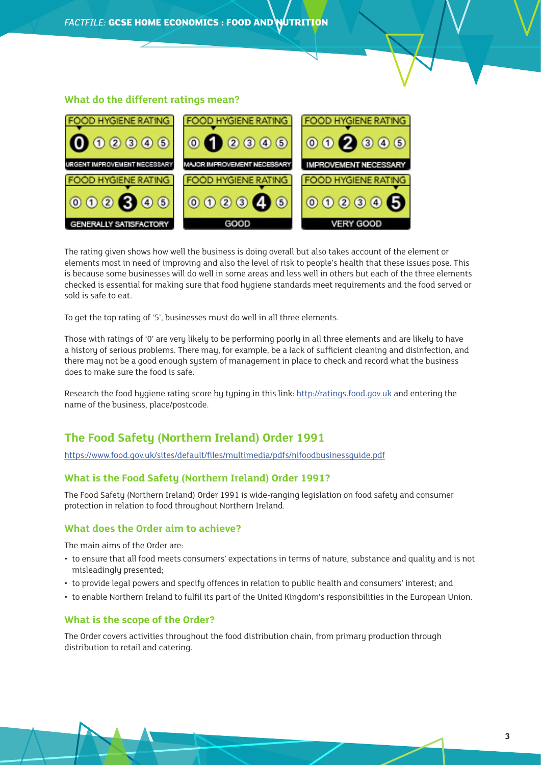### What do the different ratings mean?

| FOOD HYGIENE RATING | FOOD HYGIENE RATING | FOOD HYGIENE RATING |
|---|---|---|
| 0 1 2 3 4 5 (0) | 0 1 2 3 4 5 (1) | 0 1 2 3 4 5 (2) |
| URGENT IMPROVEMENT NECESSARY | MAJOR IMPROVEMENT NECESSARY | IMPROVEMENT NECESSARY |
| 0 1 2 3 4 5 (3) | 0 1 2 3 4 5 (4) | 0 1 2 3 4 5 (5) |
| GENERALLY SATISFACTORY | GOOD | VERY GOOD |

The rating given shows how well the business is doing overall but also takes account of the element or elements most in need of improving and also the level of risk to people's health that these issues pose. This is because some businesses will do well in some areas and less well in others but each of the three elements checked is essential for making sure that food hygiene standards meet requirements and the food served or sold is safe to eat.

To get the top rating of '5', businesses must do well in all three elements.

Those with ratings of '0' are very likely to be performing poorly in all three elements and are likely to have a history of serious problems. There may, for example, be a lack of sufficient cleaning and disinfection, and there may not be a good enough system of management in place to check and record what the business does to make sure the food is safe.

Research the food hygiene rating score by typing in this link: http://ratings.food.gov.uk and entering the name of the business, place/postcode.

## The Food Safety (Northern Ireland) Order 1991

https://www.food.gov.uk/sites/default/files/multimedia/pdfs/nifoodbusinessguide.pdf

### What is the Food Safety (Northern Ireland) Order 1991?

The Food Safety (Northern Ireland) Order 1991 is wide-ranging legislation on food safety and consumer protection in relation to food throughout Northern Ireland.

### What does the Order aim to achieve?

The main aims of the Order are:

- to ensure that all food meets consumers' expectations in terms of nature, substance and quality and is not misleadingly presented;
- to provide legal powers and specify offences in relation to public health and consumers' interest; and
- to enable Northern Ireland to fulfil its part of the United Kingdom's responsibilities in the European Union.

### What is the scope of the Order?

The Order covers activities throughout the food distribution chain, from primary production through distribution to retail and catering.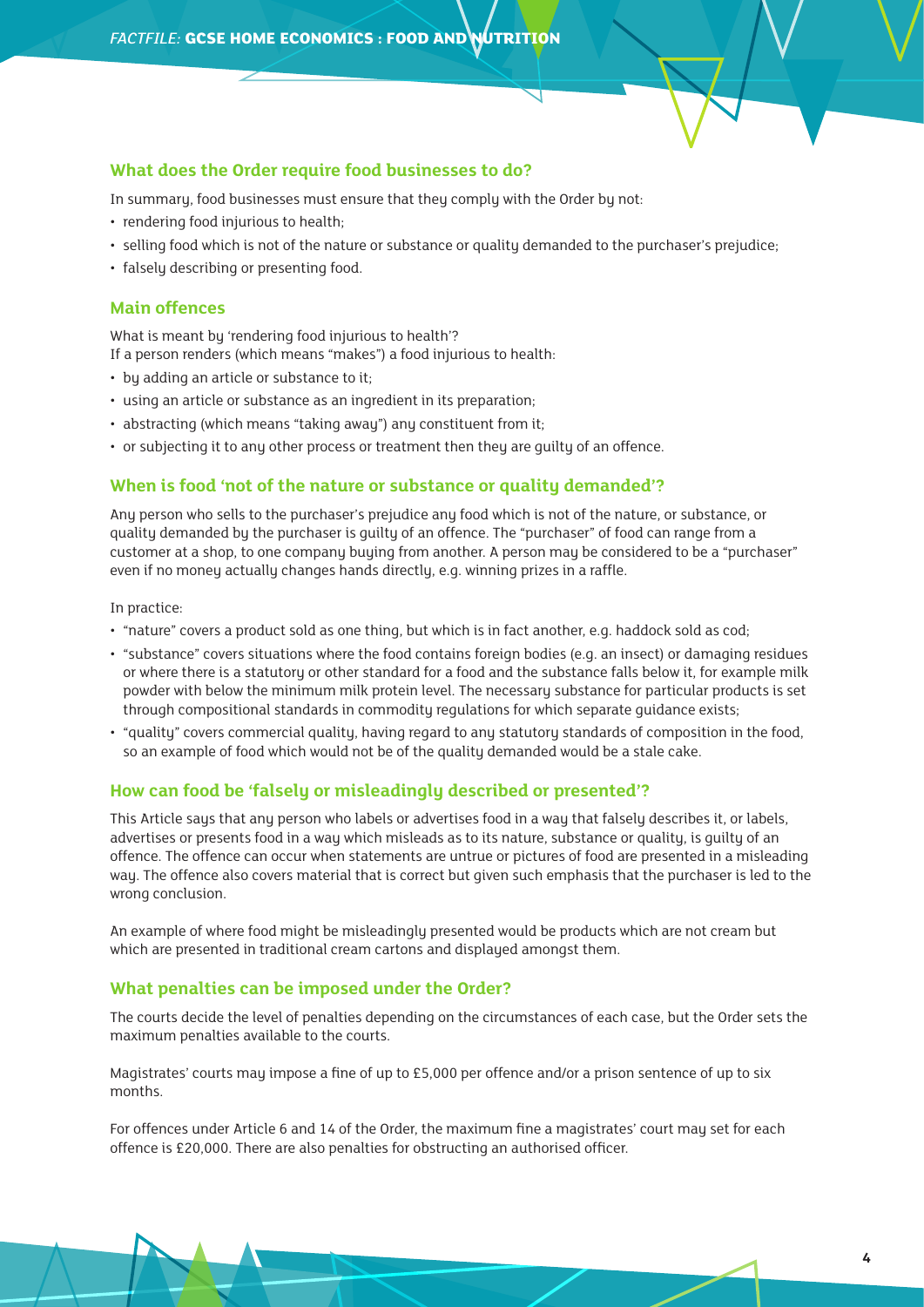## What does the Order require food businesses to do?

In summary, food businesses must ensure that they comply with the Order by not:

- rendering food injurious to health;
- selling food which is not of the nature or substance or quality demanded to the purchaser's prejudice;
- falsely describing or presenting food.

## Main offences

What is meant by 'rendering food injurious to health'?
If a person renders (which means "makes") a food injurious to health:

- by adding an article or substance to it;
- using an article or substance as an ingredient in its preparation;
- abstracting (which means "taking away") any constituent from it;
- or subjecting it to any other process or treatment then they are guilty of an offence.

## When is food 'not of the nature or substance or quality demanded'?

Any person who sells to the purchaser's prejudice any food which is not of the nature, or substance, or quality demanded by the purchaser is guilty of an offence. The "purchaser" of food can range from a customer at a shop, to one company buying from another. A person may be considered to be a "purchaser" even if no money actually changes hands directly, e.g. winning prizes in a raffle.

In practice:

- "nature" covers a product sold as one thing, but which is in fact another, e.g. haddock sold as cod;
- "substance" covers situations where the food contains foreign bodies (e.g. an insect) or damaging residues or where there is a statutory or other standard for a food and the substance falls below it, for example milk powder with below the minimum milk protein level. The necessary substance for particular products is set through compositional standards in commodity regulations for which separate guidance exists;
- "quality" covers commercial quality, having regard to any statutory standards of composition in the food, so an example of food which would not be of the quality demanded would be a stale cake.

## How can food be 'falsely or misleadingly described or presented'?

This Article says that any person who labels or advertises food in a way that falsely describes it, or labels, advertises or presents food in a way which misleads as to its nature, substance or quality, is guilty of an offence. The offence can occur when statements are untrue or pictures of food are presented in a misleading way. The offence also covers material that is correct but given such emphasis that the purchaser is led to the wrong conclusion.

An example of where food might be misleadingly presented would be products which are not cream but which are presented in traditional cream cartons and displayed amongst them.

## What penalties can be imposed under the Order?

The courts decide the level of penalties depending on the circumstances of each case, but the Order sets the maximum penalties available to the courts.

Magistrates' courts may impose a fine of up to £5,000 per offence and/or a prison sentence of up to six months.

For offences under Article 6 and 14 of the Order, the maximum fine a magistrates' court may set for each offence is £20,000. There are also penalties for obstructing an authorised officer.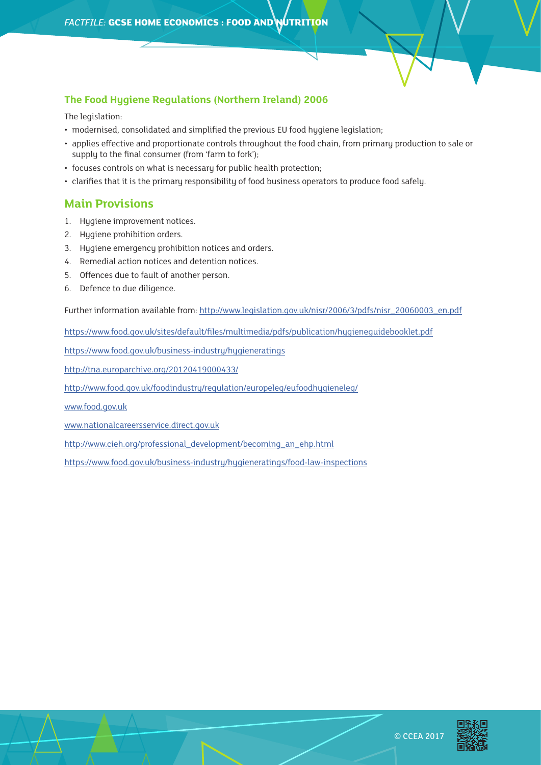### The Food Hygiene Regulations (Northern Ireland) 2006

The legislation:

- modernised, consolidated and simplified the previous EU food hygiene legislation;
- applies effective and proportionate controls throughout the food chain, from primary production to sale or supply to the final consumer (from 'farm to fork');
- focuses controls on what is necessary for public health protection;
- clarifies that it is the primary responsibility of food business operators to produce food safely.

## Main Provisions

1. Hygiene improvement notices.
2. Hygiene prohibition orders.
3. Hygiene emergency prohibition notices and orders.
4. Remedial action notices and detention notices.
5. Offences due to fault of another person.
6. Defence to due diligence.

Further information available from: http://www.legislation.gov.uk/nisr/2006/3/pdfs/nisr_20060003_en.pdf

https://www.food.gov.uk/sites/default/files/multimedia/pdfs/publication/hygieneguidebooklet.pdf

https://www.food.gov.uk/business-industry/hygieneratings

http://tna.europarchive.org/20120419000433/

http://www.food.gov.uk/foodindustry/regulation/europeleg/eufoodhygieneleg/

www.food.gov.uk

www.nationalcareersservice.direct.gov.uk

http://www.cieh.org/professional_development/becoming_an_ehp.html

https://www.food.gov.uk/business-industry/hygieneratings/food-law-inspections